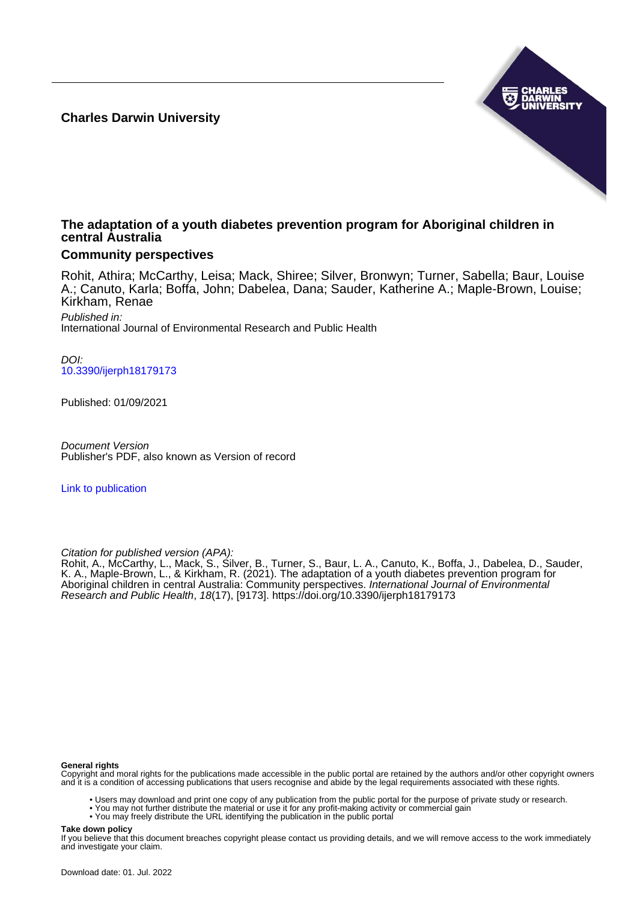**Charles Darwin University**

# The adaptation of a youth diabetes prevention program for Aboriginal children in central Australia

## Community perspectives

Rohit, Athira; McCarthy, Leisa; Mack, Shiree; Silver, Bronwyn; Turner, Sabella; Baur, Louise A.; Canuto, Karla; Boffa, John; Dabelea, Dana; Sauder, Katherine A.; Maple-Brown, Louise; Kirkham, Renae

*Published in:*
International Journal of Environmental Research and Public Health

*DOI:*
10.3390/ijerph18179173

Published: 01/09/2021

*Document Version*
Publisher's PDF, also known as Version of record

Link to publication

*Citation for published version (APA):*
Rohit, A., McCarthy, L., Mack, S., Silver, B., Turner, S., Baur, L. A., Canuto, K., Boffa, J., Dabelea, D., Sauder, K. A., Maple-Brown, L., & Kirkham, R. (2021). The adaptation of a youth diabetes prevention program for Aboriginal children in central Australia: Community perspectives. *International Journal of Environmental Research and Public Health*, *18*(17), [9173]. https://doi.org/10.3390/ijerph18179173

**General rights**
Copyright and moral rights for the publications made accessible in the public portal are retained by the authors and/or other copyright owners and it is a condition of accessing publications that users recognise and abide by the legal requirements associated with these rights.

- Users may download and print one copy of any publication from the public portal for the purpose of private study or research.
- You may not further distribute the material or use it for any profit-making activity or commercial gain
- You may freely distribute the URL identifying the publication in the public portal

**Take down policy**
If you believe that this document breaches copyright please contact us providing details, and we will remove access to the work immediately and investigate your claim.

Download date: 01. Jul. 2022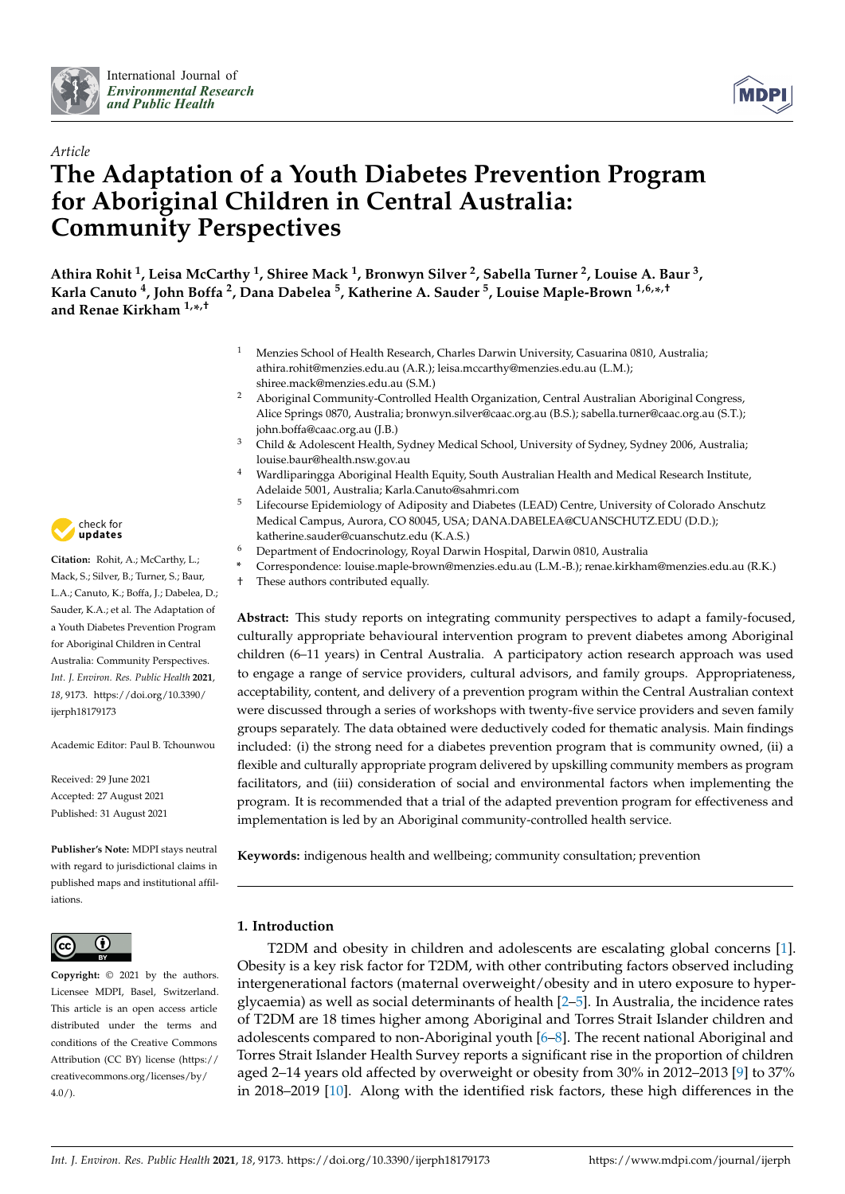# The Adaptation of a Youth Diabetes Prevention Program for Aboriginal Children in Central Australia: Community Perspectives

**Athira Rohit [1], Leisa McCarthy [1], Shiree Mack [1], Bronwyn Silver [2], Sabella Turner [2], Louise A. Baur [3], Karla Canuto [4], John Boffa [2], Dana Dabelea [5], Katherine A. Sauder [5], Louise Maple-Brown [1,6,*,†] and Renae Kirkham [1,*,†]**

[1] Menzies School of Health Research, Charles Darwin University, Casuarina 0810, Australia; athira.rohit@menzies.edu.au (A.R.); leisa.mccarthy@menzies.edu.au (L.M.); shiree.mack@menzies.edu.au (S.M.)

[2] Aboriginal Community-Controlled Health Organization, Central Australian Aboriginal Congress, Alice Springs 0870, Australia; bronwyn.silver@caac.org.au (B.S.); sabella.turner@caac.org.au (S.T.); john.boffa@caac.org.au (J.B.)

[3] Child & Adolescent Health, Sydney Medical School, University of Sydney, Sydney 2006, Australia; louise.baur@health.nsw.gov.au

[4] Wardliparingga Aboriginal Health Equity, South Australian Health and Medical Research Institute, Adelaide 5001, Australia; Karla.Canuto@sahmri.com

[5] Lifecourse Epidemiology of Adiposity and Diabetes (LEAD) Centre, University of Colorado Anschutz Medical Campus, Aurora, CO 80045, USA; DANA.DABELEA@CUANSCHUTZ.EDU (D.D.); katherine.sauder@cuanschutz.edu (K.A.S.)

[6] Department of Endocrinology, Royal Darwin Hospital, Darwin 0810, Australia

\* Correspondence: louise.maple-brown@menzies.edu.au (L.M.-B.); renae.kirkham@menzies.edu.au (R.K.)

† These authors contributed equally.

**Citation:** Rohit, A.; McCarthy, L.; Mack, S.; Silver, B.; Turner, S.; Baur, L.A.; Canuto, K.; Boffa, J.; Dabelea, D.; Sauder, K.A.; et al. The Adaptation of a Youth Diabetes Prevention Program for Aboriginal Children in Central Australia: Community Perspectives. *Int. J. Environ. Res. Public Health* **2021**, *18*, 9173. https://doi.org/10.3390/ijerph18179173

Academic Editor: Paul B. Tchounwou

Received: 29 June 2021
Accepted: 27 August 2021
Published: 31 August 2021

**Publisher's Note:** MDPI stays neutral with regard to jurisdictional claims in published maps and institutional affiliations.

**Copyright:** © 2021 by the authors. Licensee MDPI, Basel, Switzerland. This article is an open access article distributed under the terms and conditions of the Creative Commons Attribution (CC BY) license (https://creativecommons.org/licenses/by/4.0/).

**Abstract:** This study reports on integrating community perspectives to adapt a family-focused, culturally appropriate behavioural intervention program to prevent diabetes among Aboriginal children (6–11 years) in Central Australia. A participatory action research approach was used to engage a range of service providers, cultural advisors, and family groups. Appropriateness, acceptability, content, and delivery of a prevention program within the Central Australian context were discussed through a series of workshops with twenty-five service providers and seven family groups separately. The data obtained were deductively coded for thematic analysis. Main findings included: (i) the strong need for a diabetes prevention program that is community owned, (ii) a flexible and culturally appropriate program delivered by upskilling community members as program facilitators, and (iii) consideration of social and environmental factors when implementing the program. It is recommended that a trial of the adapted prevention program for effectiveness and implementation is led by an Aboriginal community-controlled health service.

**Keywords:** indigenous health and wellbeing; community consultation; prevention

## 1. Introduction

T2DM and obesity in children and adolescents are escalating global concerns [1]. Obesity is a key risk factor for T2DM, with other contributing factors observed including intergenerational factors (maternal overweight/obesity and in utero exposure to hyperglycaemia) as well as social determinants of health [2–5]. In Australia, the incidence rates of T2DM are 18 times higher among Aboriginal and Torres Strait Islander children and adolescents compared to non-Aboriginal youth [6–8]. The recent national Aboriginal and Torres Strait Islander Health Survey reports a significant rise in the proportion of children aged 2–14 years old affected by overweight or obesity from 30% in 2012–2013 [9] to 37% in 2018–2019 [10]. Along with the identified risk factors, these high differences in the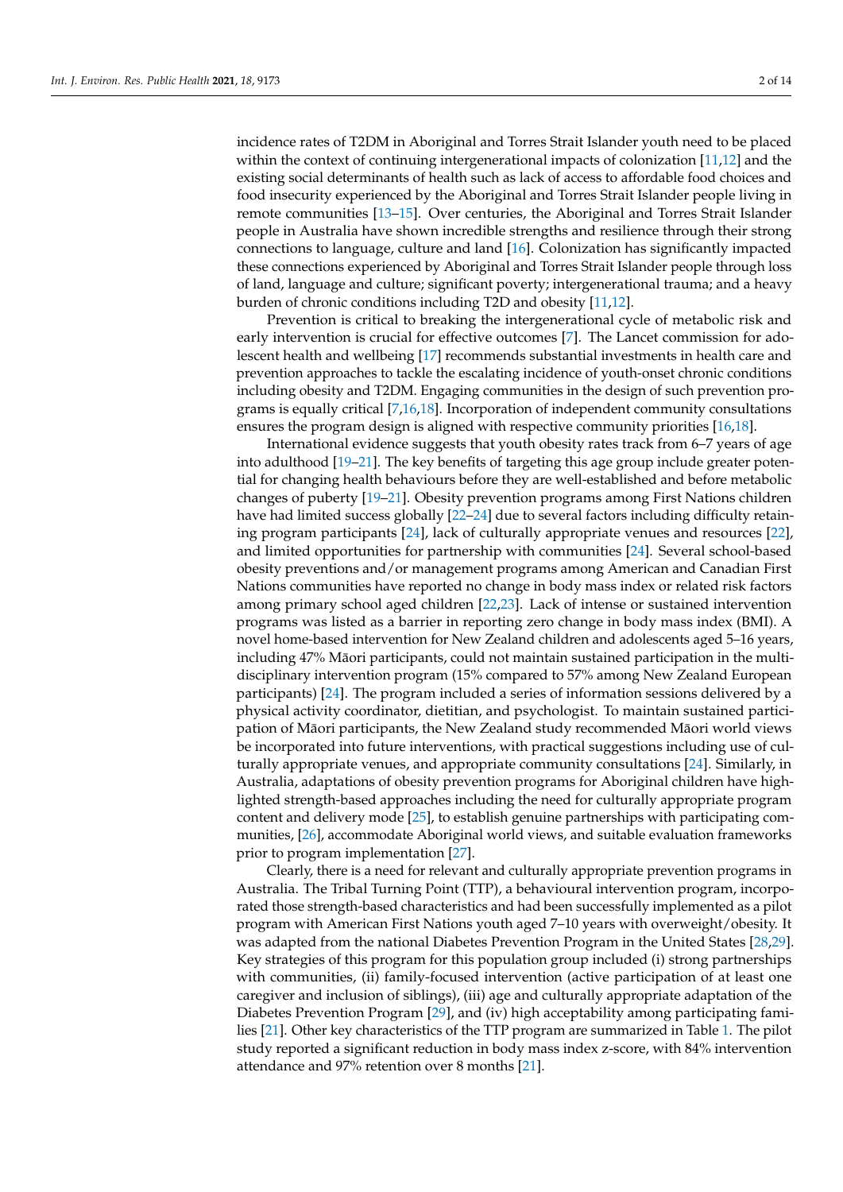incidence rates of T2DM in Aboriginal and Torres Strait Islander youth need to be placed within the context of continuing intergenerational impacts of colonization [11,12] and the existing social determinants of health such as lack of access to affordable food choices and food insecurity experienced by the Aboriginal and Torres Strait Islander people living in remote communities [13–15]. Over centuries, the Aboriginal and Torres Strait Islander people in Australia have shown incredible strengths and resilience through their strong connections to language, culture and land [16]. Colonization has significantly impacted these connections experienced by Aboriginal and Torres Strait Islander people through loss of land, language and culture; significant poverty; intergenerational trauma; and a heavy burden of chronic conditions including T2D and obesity [11,12].

Prevention is critical to breaking the intergenerational cycle of metabolic risk and early intervention is crucial for effective outcomes [7]. The Lancet commission for adolescent health and wellbeing [17] recommends substantial investments in health care and prevention approaches to tackle the escalating incidence of youth-onset chronic conditions including obesity and T2DM. Engaging communities in the design of such prevention programs is equally critical [7,16,18]. Incorporation of independent community consultations ensures the program design is aligned with respective community priorities [16,18].

International evidence suggests that youth obesity rates track from 6–7 years of age into adulthood [19–21]. The key benefits of targeting this age group include greater potential for changing health behaviours before they are well-established and before metabolic changes of puberty [19–21]. Obesity prevention programs among First Nations children have had limited success globally [22–24] due to several factors including difficulty retaining program participants [24], lack of culturally appropriate venues and resources [22], and limited opportunities for partnership with communities [24]. Several school-based obesity preventions and/or management programs among American and Canadian First Nations communities have reported no change in body mass index or related risk factors among primary school aged children [22,23]. Lack of intense or sustained intervention programs was listed as a barrier in reporting zero change in body mass index (BMI). A novel home-based intervention for New Zealand children and adolescents aged 5–16 years, including 47% Māori participants, could not maintain sustained participation in the multidisciplinary intervention program (15% compared to 57% among New Zealand European participants) [24]. The program included a series of information sessions delivered by a physical activity coordinator, dietitian, and psychologist. To maintain sustained participation of Māori participants, the New Zealand study recommended Māori world views be incorporated into future interventions, with practical suggestions including use of culturally appropriate venues, and appropriate community consultations [24]. Similarly, in Australia, adaptations of obesity prevention programs for Aboriginal children have highlighted strength-based approaches including the need for culturally appropriate program content and delivery mode [25], to establish genuine partnerships with participating communities, [26], accommodate Aboriginal world views, and suitable evaluation frameworks prior to program implementation [27].

Clearly, there is a need for relevant and culturally appropriate prevention programs in Australia. The Tribal Turning Point (TTP), a behavioural intervention program, incorporated those strength-based characteristics and had been successfully implemented as a pilot program with American First Nations youth aged 7–10 years with overweight/obesity. It was adapted from the national Diabetes Prevention Program in the United States [28,29]. Key strategies of this program for this population group included (i) strong partnerships with communities, (ii) family-focused intervention (active participation of at least one caregiver and inclusion of siblings), (iii) age and culturally appropriate adaptation of the Diabetes Prevention Program [29], and (iv) high acceptability among participating families [21]. Other key characteristics of the TTP program are summarized in Table 1. The pilot study reported a significant reduction in body mass index z-score, with 84% intervention attendance and 97% retention over 8 months [21].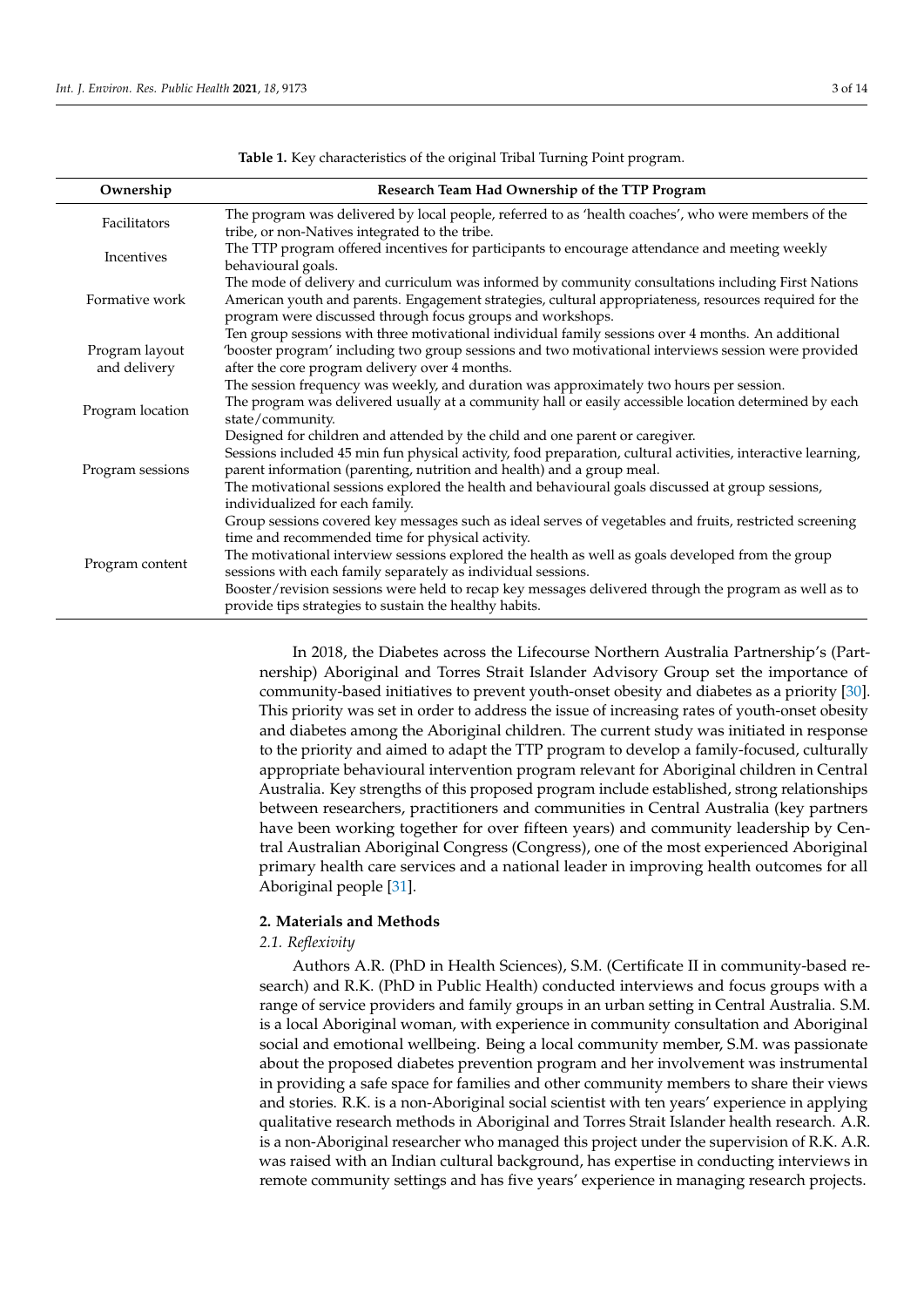**Table 1.** Key characteristics of the original Tribal Turning Point program.

| Ownership | Research Team Had Ownership of the TTP Program |
|---|---|
| Facilitators | The program was delivered by local people, referred to as 'health coaches', who were members of the tribe, or non-Natives integrated to the tribe. |
| Incentives | The TTP program offered incentives for participants to encourage attendance and meeting weekly behavioural goals. |
| Formative work | The mode of delivery and curriculum was informed by community consultations including First Nations American youth and parents. Engagement strategies, cultural appropriateness, resources required for the program were discussed through focus groups and workshops. |
| Program layout and delivery | Ten group sessions with three motivational individual family sessions over 4 months. An additional 'booster program' including two group sessions and two motivational interviews session were provided after the core program delivery over 4 months. The session frequency was weekly, and duration was approximately two hours per session. |
| Program location | The program was delivered usually at a community hall or easily accessible location determined by each state/community. |
| Program sessions | Designed for children and attended by the child and one parent or caregiver. Sessions included 45 min fun physical activity, food preparation, cultural activities, interactive learning, parent information (parenting, nutrition and health) and a group meal. The motivational sessions explored the health and behavioural goals discussed at group sessions, individualized for each family. |
| Program content | Group sessions covered key messages such as ideal serves of vegetables and fruits, restricted screening time and recommended time for physical activity. The motivational interview sessions explored the health as well as goals developed from the group sessions with each family separately as individual sessions. Booster/revision sessions were held to recap key messages delivered through the program as well as to provide tips strategies to sustain the healthy habits. |

In 2018, the Diabetes across the Lifecourse Northern Australia Partnership's (Partnership) Aboriginal and Torres Strait Islander Advisory Group set the importance of community-based initiatives to prevent youth-onset obesity and diabetes as a priority [30]. This priority was set in order to address the issue of increasing rates of youth-onset obesity and diabetes among the Aboriginal children. The current study was initiated in response to the priority and aimed to adapt the TTP program to develop a family-focused, culturally appropriate behavioural intervention program relevant for Aboriginal children in Central Australia. Key strengths of this proposed program include established, strong relationships between researchers, practitioners and communities in Central Australia (key partners have been working together for over fifteen years) and community leadership by Central Australian Aboriginal Congress (Congress), one of the most experienced Aboriginal primary health care services and a national leader in improving health outcomes for all Aboriginal people [31].

## 2. Materials and Methods

### 2.1. Reflexivity

Authors A.R. (PhD in Health Sciences), S.M. (Certificate II in community-based research) and R.K. (PhD in Public Health) conducted interviews and focus groups with a range of service providers and family groups in an urban setting in Central Australia. S.M. is a local Aboriginal woman, with experience in community consultation and Aboriginal social and emotional wellbeing. Being a local community member, S.M. was passionate about the proposed diabetes prevention program and her involvement was instrumental in providing a safe space for families and other community members to share their views and stories. R.K. is a non-Aboriginal social scientist with ten years' experience in applying qualitative research methods in Aboriginal and Torres Strait Islander health research. A.R. is a non-Aboriginal researcher who managed this project under the supervision of R.K. A.R. was raised with an Indian cultural background, has expertise in conducting interviews in remote community settings and has five years' experience in managing research projects.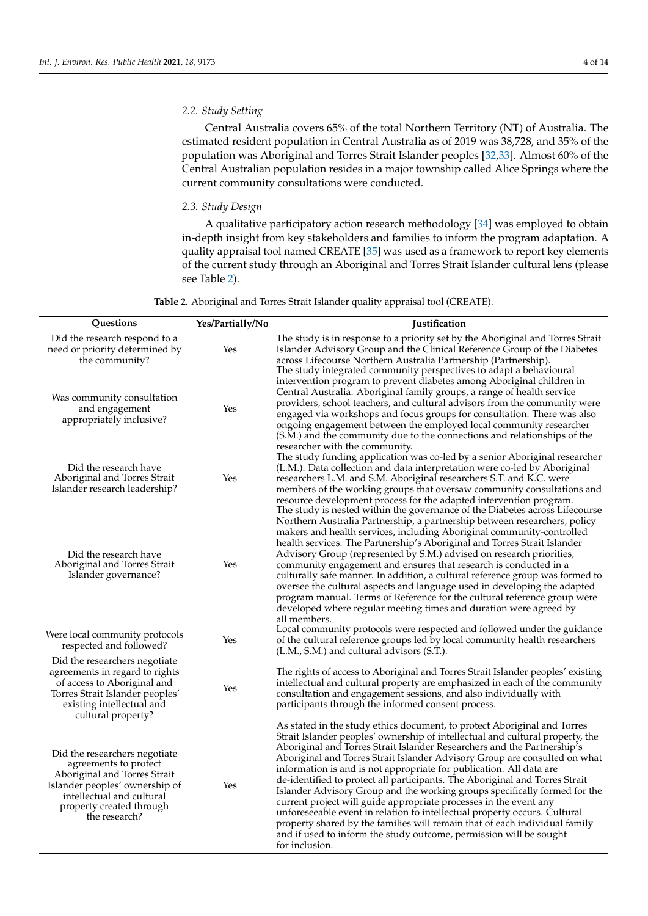### 2.2. Study Setting

Central Australia covers 65% of the total Northern Territory (NT) of Australia. The estimated resident population in Central Australia as of 2019 was 38,728, and 35% of the population was Aboriginal and Torres Strait Islander peoples [32,33]. Almost 60% of the Central Australian population resides in a major township called Alice Springs where the current community consultations were conducted.

### 2.3. Study Design

A qualitative participatory action research methodology [34] was employed to obtain in-depth insight from key stakeholders and families to inform the program adaptation. A quality appraisal tool named CREATE [35] was used as a framework to report key elements of the current study through an Aboriginal and Torres Strait Islander cultural lens (please see Table 2).

**Table 2.** Aboriginal and Torres Strait Islander quality appraisal tool (CREATE).

| Questions | Yes/Partially/No | Justification |
|---|---|---|
| Did the research respond to a need or priority determined by the community? | Yes | The study is in response to a priority set by the Aboriginal and Torres Strait Islander Advisory Group and the Clinical Reference Group of the Diabetes across Lifecourse Northern Australia Partnership (Partnership). |
| Was community consultation and engagement appropriately inclusive? | Yes | The study integrated community perspectives to adapt a behavioural intervention program to prevent diabetes among Aboriginal children in Central Australia. Aboriginal family groups, a range of health service providers, school teachers, and cultural advisors from the community were engaged via workshops and focus groups for consultation. There was also ongoing engagement between the employed local community researcher (S.M.) and the community due to the connections and relationships of the researcher with the community. |
| Did the research have Aboriginal and Torres Strait Islander research leadership? | Yes | The study funding application was co-led by a senior Aboriginal researcher (L.M.). Data collection and data interpretation were co-led by Aboriginal researchers L.M. and S.M. Aboriginal researchers S.T. and K.C. were members of the working groups that oversaw community consultations and resource development process for the adapted intervention program. |
| Did the research have Aboriginal and Torres Strait Islander governance? | Yes | The study is nested within the governance of the Diabetes across Lifecourse Northern Australia Partnership, a partnership between researchers, policy makers and health services, including Aboriginal community-controlled health services. The Partnership's Aboriginal and Torres Strait Islander Advisory Group (represented by S.M.) advised on research priorities, community engagement and ensures that research is conducted in a culturally safe manner. In addition, a cultural reference group was formed to oversee the cultural aspects and language used in developing the adapted program manual. Terms of Reference for the cultural reference group were developed where regular meeting times and duration were agreed by all members. |
| Were local community protocols respected and followed? | Yes | Local community protocols were respected and followed under the guidance of the cultural reference groups led by local community health researchers (L.M., S.M.) and cultural advisors (S.T.). |
| Did the researchers negotiate agreements in regard to rights of access to Aboriginal and Torres Strait Islander peoples' existing intellectual and cultural property? | Yes | The rights of access to Aboriginal and Torres Strait Islander peoples' existing intellectual and cultural property are emphasized in each of the community consultation and engagement sessions, and also individually with participants through the informed consent process. |
| Did the researchers negotiate agreements to protect Aboriginal and Torres Strait Islander peoples' ownership of intellectual and cultural property created through the research? | Yes | As stated in the study ethics document, to protect Aboriginal and Torres Strait Islander peoples' ownership of intellectual and cultural property, the Aboriginal and Torres Strait Islander Researchers and the Partnership's Aboriginal and Torres Strait Islander Advisory Group are consulted on what information is and is not appropriate for publication. All data are de-identified to protect all participants. The Aboriginal and Torres Strait Islander Advisory Group and the working groups specifically formed for the current project will guide appropriate processes in the event any unforeseeable event in relation to intellectual property occurs. Cultural property shared by the families will remain that of each individual family and if used to inform the study outcome, permission will be sought for inclusion. |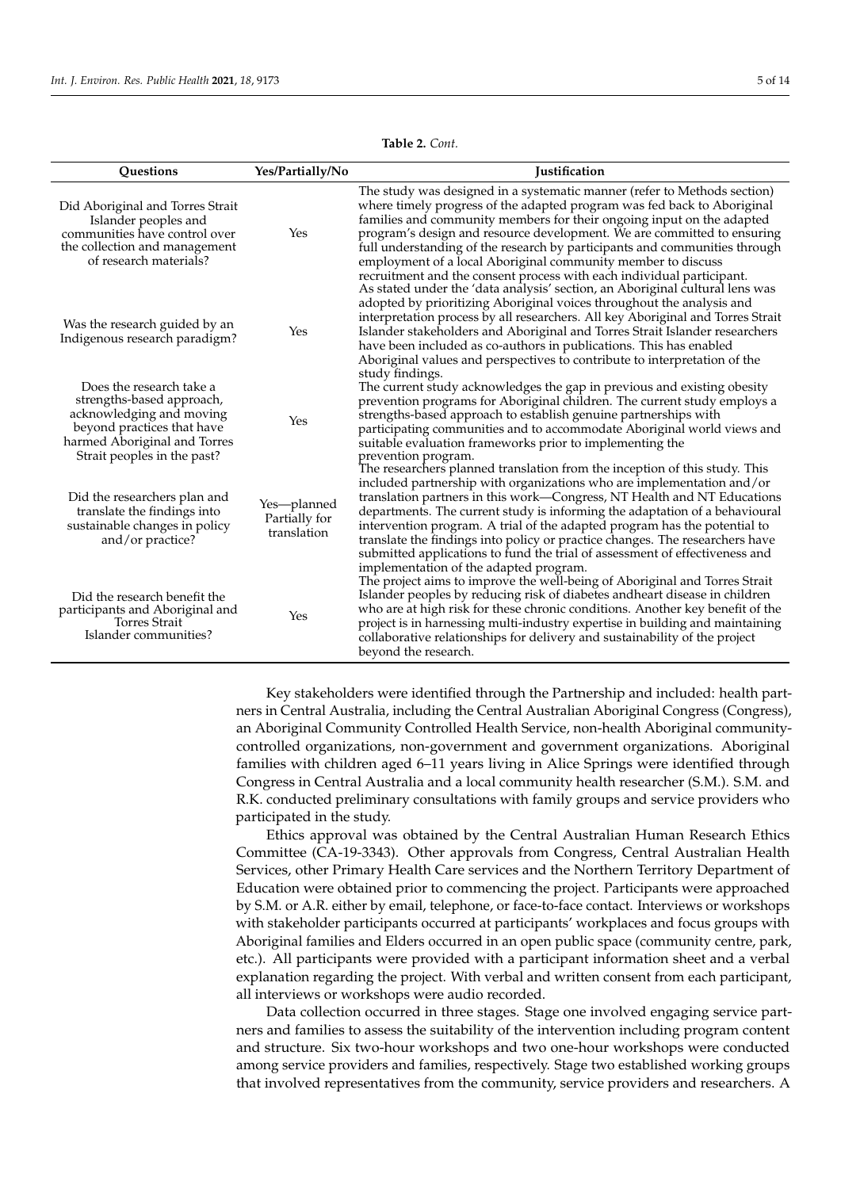**Table 2.** *Cont.*

| Questions | Yes/Partially/No | Justification |
| --- | --- | --- |
| Did Aboriginal and Torres Strait Islander peoples and communities have control over the collection and management of research materials? | Yes | The study was designed in a systematic manner (refer to Methods section) where timely progress of the adapted program was fed back to Aboriginal families and community members for their ongoing input on the adapted program's design and resource development. We are committed to ensuring full understanding of the research by participants and communities through employment of a local Aboriginal community member to discuss recruitment and the consent process with each individual participant. |
| Was the research guided by an Indigenous research paradigm? | Yes | As stated under the 'data analysis' section, an Aboriginal cultural lens was adopted by prioritizing Aboriginal voices throughout the analysis and interpretation process by all researchers. All key Aboriginal and Torres Strait Islander stakeholders and Aboriginal and Torres Strait Islander researchers have been included as co-authors in publications. This has enabled Aboriginal values and perspectives to contribute to interpretation of the study findings. |
| Does the research take a strengths-based approach, acknowledging and moving beyond practices that have harmed Aboriginal and Torres Strait peoples in the past? | Yes | The current study acknowledges the gap in previous and existing obesity prevention programs for Aboriginal children. The current study employs a strengths-based approach to establish genuine partnerships with participating communities and to accommodate Aboriginal world views and suitable evaluation frameworks prior to implementing the prevention program. |
| Did the researchers plan and translate the findings into sustainable changes in policy and/or practice? | Yes—planned Partially for translation | The researchers planned translation from the inception of this study. This included partnership with organizations who are implementation and/or translation partners in this work—Congress, NT Health and NT Educations departments. The current study is informing the adaptation of a behavioural intervention program. A trial of the adapted program has the potential to translate the findings into policy or practice changes. The researchers have submitted applications to fund the trial of assessment of effectiveness and implementation of the adapted program. |
| Did the research benefit the participants and Aboriginal and Torres Strait Islander communities? | Yes | The project aims to improve the well-being of Aboriginal and Torres Strait Islander peoples by reducing risk of diabetes andheart disease in children who are at high risk for these chronic conditions. Another key benefit of the project is in harnessing multi-industry expertise in building and maintaining collaborative relationships for delivery and sustainability of the project beyond the research. |

Key stakeholders were identified through the Partnership and included: health partners in Central Australia, including the Central Australian Aboriginal Congress (Congress), an Aboriginal Community Controlled Health Service, non-health Aboriginal community-controlled organizations, non-government and government organizations. Aboriginal families with children aged 6–11 years living in Alice Springs were identified through Congress in Central Australia and a local community health researcher (S.M.). S.M. and R.K. conducted preliminary consultations with family groups and service providers who participated in the study.

Ethics approval was obtained by the Central Australian Human Research Ethics Committee (CA-19-3343). Other approvals from Congress, Central Australian Health Services, other Primary Health Care services and the Northern Territory Department of Education were obtained prior to commencing the project. Participants were approached by S.M. or A.R. either by email, telephone, or face-to-face contact. Interviews or workshops with stakeholder participants occurred at participants' workplaces and focus groups with Aboriginal families and Elders occurred in an open public space (community centre, park, etc.). All participants were provided with a participant information sheet and a verbal explanation regarding the project. With verbal and written consent from each participant, all interviews or workshops were audio recorded.

Data collection occurred in three stages. Stage one involved engaging service partners and families to assess the suitability of the intervention including program content and structure. Six two-hour workshops and two one-hour workshops were conducted among service providers and families, respectively. Stage two established working groups that involved representatives from the community, service providers and researchers. A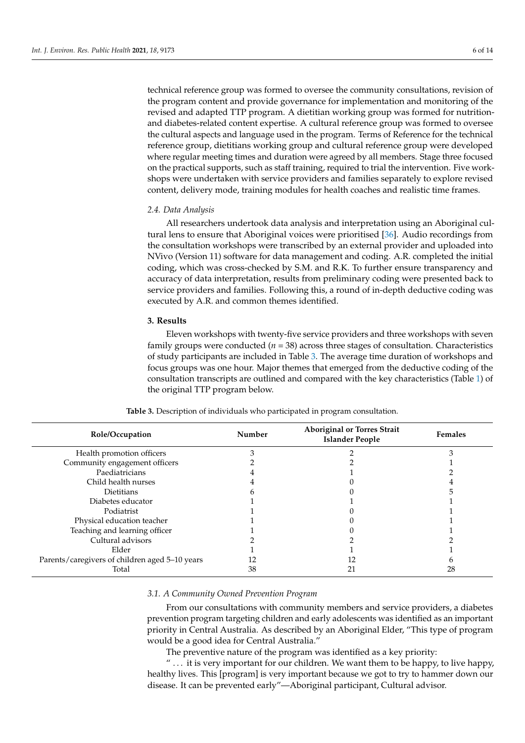technical reference group was formed to oversee the community consultations, revision of the program content and provide governance for implementation and monitoring of the revised and adapted TTP program. A dietitian working group was formed for nutrition- and diabetes-related content expertise. A cultural reference group was formed to oversee the cultural aspects and language used in the program. Terms of Reference for the technical reference group, dietitians working group and cultural reference group were developed where regular meeting times and duration were agreed by all members. Stage three focused on the practical supports, such as staff training, required to trial the intervention. Five workshops were undertaken with service providers and families separately to explore revised content, delivery mode, training modules for health coaches and realistic time frames.

### *2.4. Data Analysis*

All researchers undertook data analysis and interpretation using an Aboriginal cultural lens to ensure that Aboriginal voices were prioritised [36]. Audio recordings from the consultation workshops were transcribed by an external provider and uploaded into NVivo (Version 11) software for data management and coding. A.R. completed the initial coding, which was cross-checked by S.M. and R.K. To further ensure transparency and accuracy of data interpretation, results from preliminary coding were presented back to service providers and families. Following this, a round of in-depth deductive coding was executed by A.R. and common themes identified.

## **3. Results**

Eleven workshops with twenty-five service providers and three workshops with seven family groups were conducted (*n* = 38) across three stages of consultation. Characteristics of study participants are included in Table 3. The average time duration of workshops and focus groups was one hour. Major themes that emerged from the deductive coding of the consultation transcripts are outlined and compared with the key characteristics (Table 1) of the original TTP program below.

**Table 3.** Description of individuals who participated in program consultation.

| Role/Occupation | Number | Aboriginal or Torres Strait Islander People | Females |
|---|---|---|---|
| Health promotion officers | 3 | 2 | 3 |
| Community engagement officers | 2 | 2 | 1 |
| Paediatricians | 4 | 1 | 2 |
| Child health nurses | 4 | 0 | 4 |
| Dietitians | 6 | 0 | 5 |
| Diabetes educator | 1 | 1 | 1 |
| Podiatrist | 1 | 0 | 1 |
| Physical education teacher | 1 | 0 | 1 |
| Teaching and learning officer | 1 | 0 | 1 |
| Cultural advisors | 2 | 2 | 2 |
| Elder | 1 | 1 | 1 |
| Parents/caregivers of children aged 5–10 years | 12 | 12 | 6 |
| Total | 38 | 21 | 28 |

### *3.1. A Community Owned Prevention Program*

From our consultations with community members and service providers, a diabetes prevention program targeting children and early adolescents was identified as an important priority in Central Australia. As described by an Aboriginal Elder, "This type of program would be a good idea for Central Australia."

The preventive nature of the program was identified as a key priority:

" … it is very important for our children. We want them to be happy, to live happy, healthy lives. This [program] is very important because we got to try to hammer down our disease. It can be prevented early"—Aboriginal participant, Cultural advisor.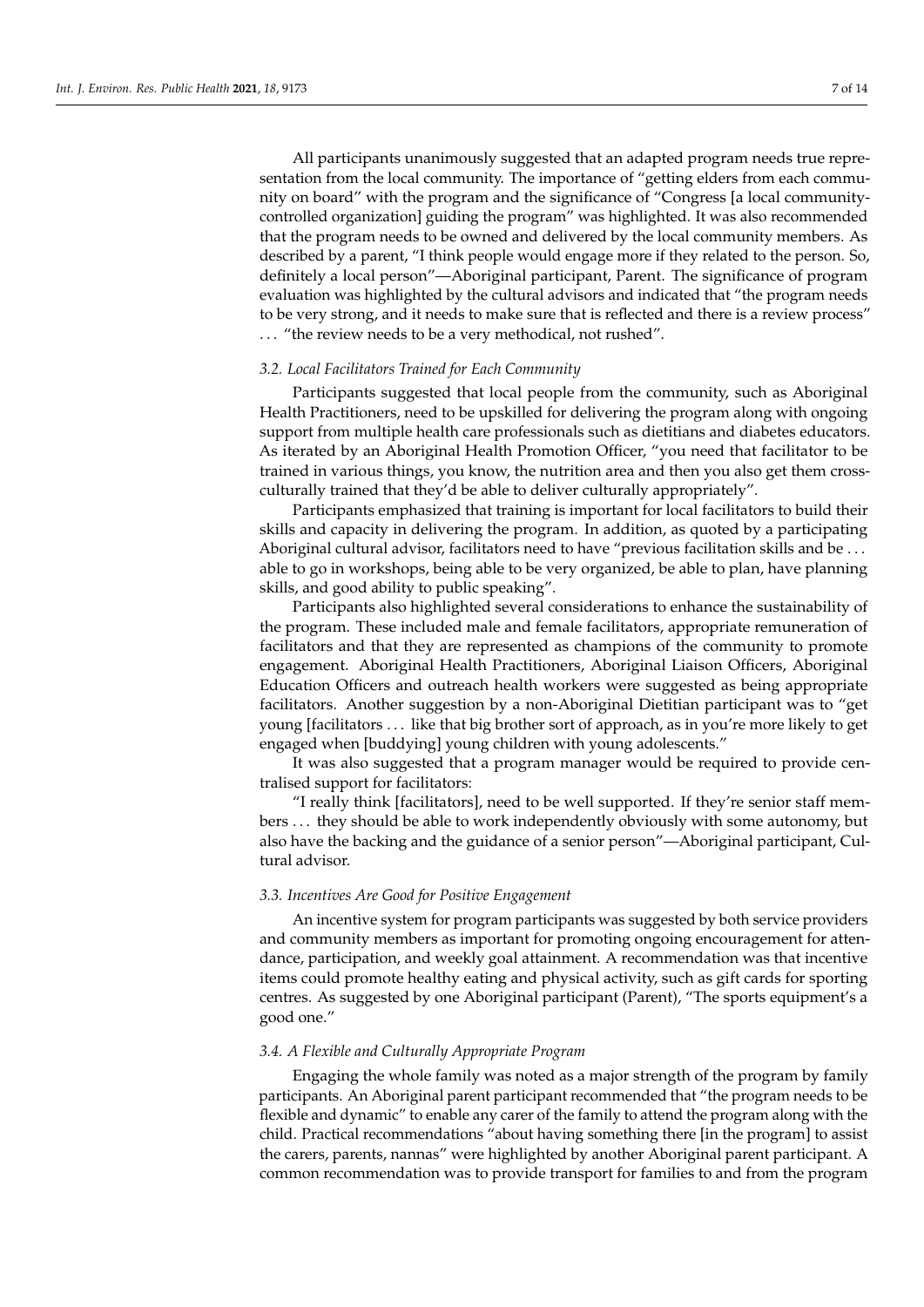All participants unanimously suggested that an adapted program needs true representation from the local community. The importance of "getting elders from each community on board" with the program and the significance of "Congress [a local community-controlled organization] guiding the program" was highlighted. It was also recommended that the program needs to be owned and delivered by the local community members. As described by a parent, "I think people would engage more if they related to the person. So, definitely a local person"—Aboriginal participant, Parent. The significance of program evaluation was highlighted by the cultural advisors and indicated that "the program needs to be very strong, and it needs to make sure that is reflected and there is a review process" ... "the review needs to be a very methodical, not rushed".

### *3.2. Local Facilitators Trained for Each Community*

Participants suggested that local people from the community, such as Aboriginal Health Practitioners, need to be upskilled for delivering the program along with ongoing support from multiple health care professionals such as dietitians and diabetes educators. As iterated by an Aboriginal Health Promotion Officer, "you need that facilitator to be trained in various things, you know, the nutrition area and then you also get them cross-culturally trained that they'd be able to deliver culturally appropriately".

Participants emphasized that training is important for local facilitators to build their skills and capacity in delivering the program. In addition, as quoted by a participating Aboriginal cultural advisor, facilitators need to have "previous facilitation skills and be ... able to go in workshops, being able to be very organized, be able to plan, have planning skills, and good ability to public speaking".

Participants also highlighted several considerations to enhance the sustainability of the program. These included male and female facilitators, appropriate remuneration of facilitators and that they are represented as champions of the community to promote engagement. Aboriginal Health Practitioners, Aboriginal Liaison Officers, Aboriginal Education Officers and outreach health workers were suggested as being appropriate facilitators. Another suggestion by a non-Aboriginal Dietitian participant was to "get young [facilitators ... like that big brother sort of approach, as in you're more likely to get engaged when [buddying] young children with young adolescents."

It was also suggested that a program manager would be required to provide centralised support for facilitators:

"I really think [facilitators], need to be well supported. If they're senior staff members ... they should be able to work independently obviously with some autonomy, but also have the backing and the guidance of a senior person"—Aboriginal participant, Cultural advisor.

### *3.3. Incentives Are Good for Positive Engagement*

An incentive system for program participants was suggested by both service providers and community members as important for promoting ongoing encouragement for attendance, participation, and weekly goal attainment. A recommendation was that incentive items could promote healthy eating and physical activity, such as gift cards for sporting centres. As suggested by one Aboriginal participant (Parent), "The sports equipment's a good one."

### *3.4. A Flexible and Culturally Appropriate Program*

Engaging the whole family was noted as a major strength of the program by family participants. An Aboriginal parent participant recommended that "the program needs to be flexible and dynamic" to enable any carer of the family to attend the program along with the child. Practical recommendations "about having something there [in the program] to assist the carers, parents, nannas" were highlighted by another Aboriginal parent participant. A common recommendation was to provide transport for families to and from the program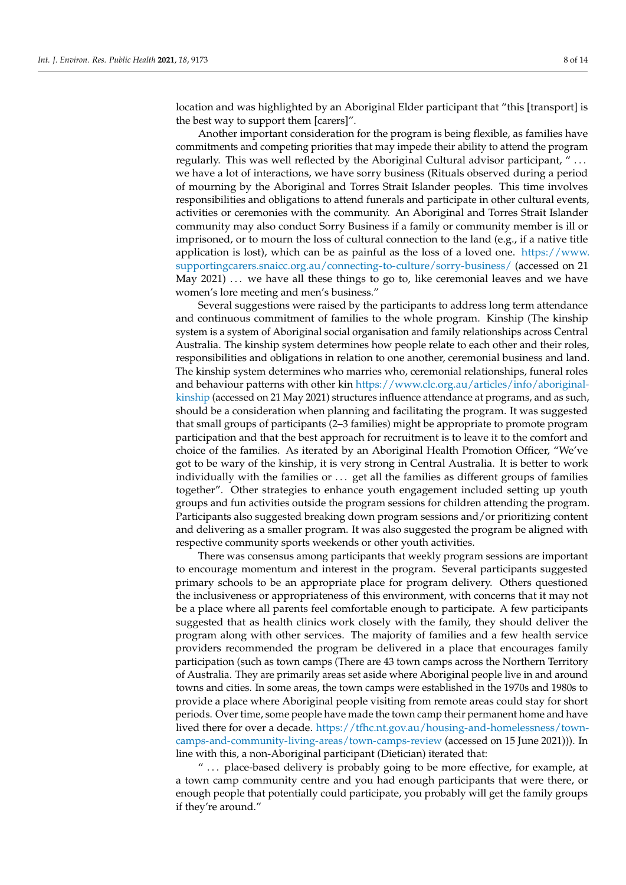location and was highlighted by an Aboriginal Elder participant that "this [transport] is the best way to support them [carers]".

Another important consideration for the program is being flexible, as families have commitments and competing priorities that may impede their ability to attend the program regularly. This was well reflected by the Aboriginal Cultural advisor participant, "... we have a lot of interactions, we have sorry business (Rituals observed during a period of mourning by the Aboriginal and Torres Strait Islander peoples. This time involves responsibilities and obligations to attend funerals and participate in other cultural events, activities or ceremonies with the community. An Aboriginal and Torres Strait Islander community may also conduct Sorry Business if a family or community member is ill or imprisoned, or to mourn the loss of cultural connection to the land (e.g., if a native title application is lost), which can be as painful as the loss of a loved one. https://www.supportingcarers.snaicc.org.au/connecting-to-culture/sorry-business/ (accessed on 21 May 2021) ... we have all these things to go to, like ceremonial leaves and we have women's lore meeting and men's business."

Several suggestions were raised by the participants to address long term attendance and continuous commitment of families to the whole program. Kinship (The kinship system is a system of Aboriginal social organisation and family relationships across Central Australia. The kinship system determines how people relate to each other and their roles, responsibilities and obligations in relation to one another, ceremonial business and land. The kinship system determines who marries who, ceremonial relationships, funeral roles and behaviour patterns with other kin https://www.clc.org.au/articles/info/aboriginal-kinship (accessed on 21 May 2021) structures influence attendance at programs, and as such, should be a consideration when planning and facilitating the program. It was suggested that small groups of participants (2–3 families) might be appropriate to promote program participation and that the best approach for recruitment is to leave it to the comfort and choice of the families. As iterated by an Aboriginal Health Promotion Officer, "We've got to be wary of the kinship, it is very strong in Central Australia. It is better to work individually with the families or ... get all the families as different groups of families together". Other strategies to enhance youth engagement included setting up youth groups and fun activities outside the program sessions for children attending the program. Participants also suggested breaking down program sessions and/or prioritizing content and delivering as a smaller program. It was also suggested the program be aligned with respective community sports weekends or other youth activities.

There was consensus among participants that weekly program sessions are important to encourage momentum and interest in the program. Several participants suggested primary schools to be an appropriate place for program delivery. Others questioned the inclusiveness or appropriateness of this environment, with concerns that it may not be a place where all parents feel comfortable enough to participate. A few participants suggested that as health clinics work closely with the family, they should deliver the program along with other services. The majority of families and a few health service providers recommended the program be delivered in a place that encourages family participation (such as town camps (There are 43 town camps across the Northern Territory of Australia. They are primarily areas set aside where Aboriginal people live in and around towns and cities. In some areas, the town camps were established in the 1970s and 1980s to provide a place where Aboriginal people visiting from remote areas could stay for short periods. Over time, some people have made the town camp their permanent home and have lived there for over a decade. https://tfhc.nt.gov.au/housing-and-homelessness/town-camps-and-community-living-areas/town-camps-review (accessed on 15 June 2021))). In line with this, a non-Aboriginal participant (Dietician) iterated that:

"... place-based delivery is probably going to be more effective, for example, at a town camp community centre and you had enough participants that were there, or enough people that potentially could participate, you probably will get the family groups if they're around."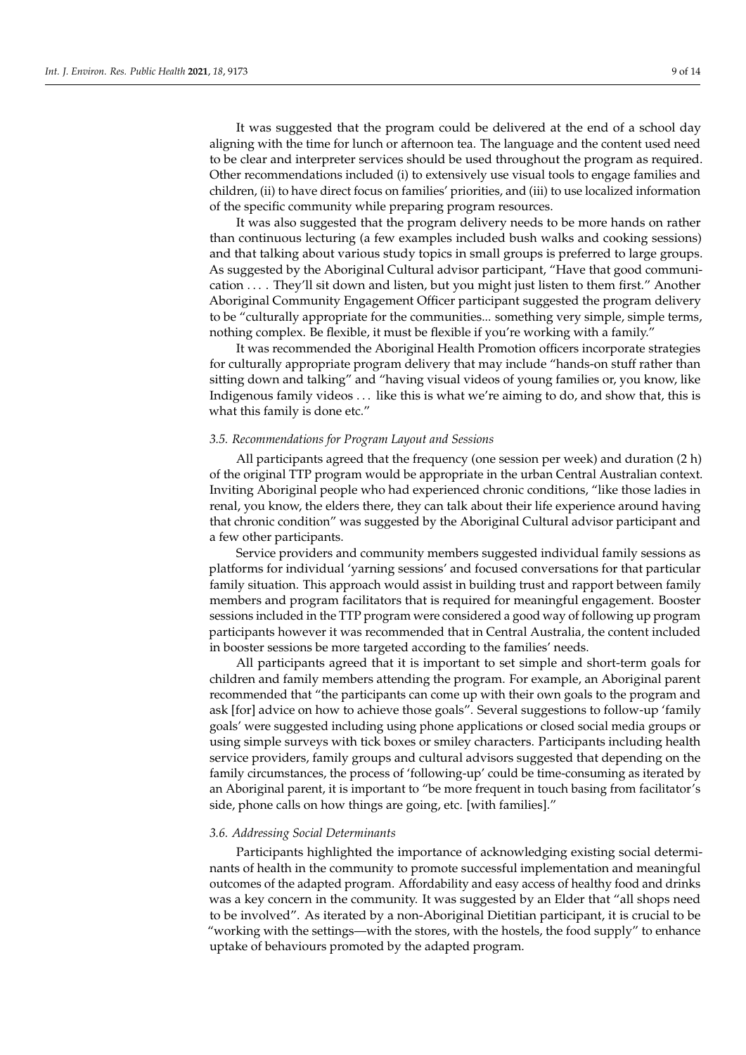It was suggested that the program could be delivered at the end of a school day aligning with the time for lunch or afternoon tea. The language and the content used need to be clear and interpreter services should be used throughout the program as required. Other recommendations included (i) to extensively use visual tools to engage families and children, (ii) to have direct focus on families' priorities, and (iii) to use localized information of the specific community while preparing program resources.

It was also suggested that the program delivery needs to be more hands on rather than continuous lecturing (a few examples included bush walks and cooking sessions) and that talking about various study topics in small groups is preferred to large groups. As suggested by the Aboriginal Cultural advisor participant, "Have that good communication . . . . They'll sit down and listen, but you might just listen to them first." Another Aboriginal Community Engagement Officer participant suggested the program delivery to be "culturally appropriate for the communities... something very simple, simple terms, nothing complex. Be flexible, it must be flexible if you're working with a family."

It was recommended the Aboriginal Health Promotion officers incorporate strategies for culturally appropriate program delivery that may include "hands-on stuff rather than sitting down and talking" and "having visual videos of young families or, you know, like Indigenous family videos . . . like this is what we're aiming to do, and show that, this is what this family is done etc."

### *3.5. Recommendations for Program Layout and Sessions*

All participants agreed that the frequency (one session per week) and duration (2 h) of the original TTP program would be appropriate in the urban Central Australian context. Inviting Aboriginal people who had experienced chronic conditions, "like those ladies in renal, you know, the elders there, they can talk about their life experience around having that chronic condition" was suggested by the Aboriginal Cultural advisor participant and a few other participants.

Service providers and community members suggested individual family sessions as platforms for individual 'yarning sessions' and focused conversations for that particular family situation. This approach would assist in building trust and rapport between family members and program facilitators that is required for meaningful engagement. Booster sessions included in the TTP program were considered a good way of following up program participants however it was recommended that in Central Australia, the content included in booster sessions be more targeted according to the families' needs.

All participants agreed that it is important to set simple and short-term goals for children and family members attending the program. For example, an Aboriginal parent recommended that "the participants can come up with their own goals to the program and ask [for] advice on how to achieve those goals". Several suggestions to follow-up 'family goals' were suggested including using phone applications or closed social media groups or using simple surveys with tick boxes or smiley characters. Participants including health service providers, family groups and cultural advisors suggested that depending on the family circumstances, the process of 'following-up' could be time-consuming as iterated by an Aboriginal parent, it is important to "be more frequent in touch basing from facilitator's side, phone calls on how things are going, etc. [with families]."

### *3.6. Addressing Social Determinants*

Participants highlighted the importance of acknowledging existing social determinants of health in the community to promote successful implementation and meaningful outcomes of the adapted program. Affordability and easy access of healthy food and drinks was a key concern in the community. It was suggested by an Elder that "all shops need to be involved". As iterated by a non-Aboriginal Dietitian participant, it is crucial to be "working with the settings—with the stores, with the hostels, the food supply" to enhance uptake of behaviours promoted by the adapted program.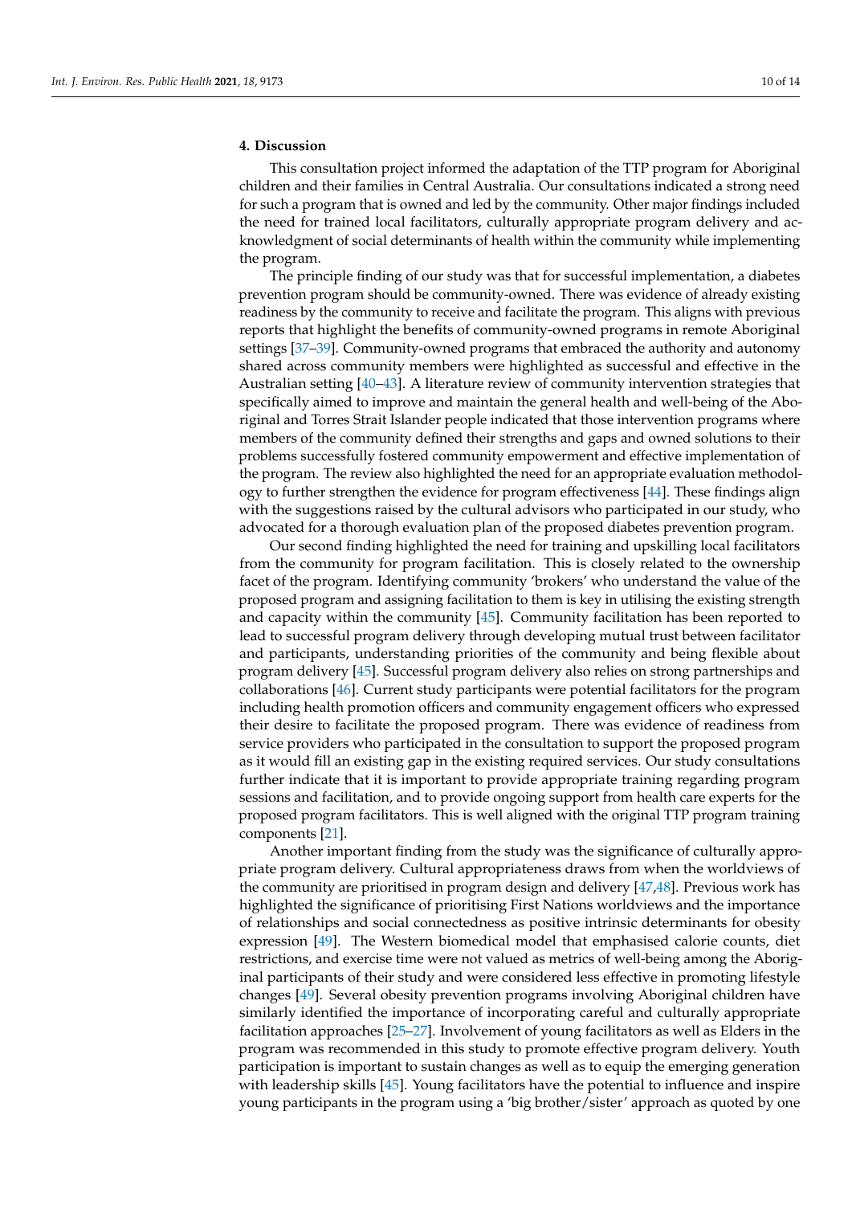## 4. Discussion

This consultation project informed the adaptation of the TTP program for Aboriginal children and their families in Central Australia. Our consultations indicated a strong need for such a program that is owned and led by the community. Other major findings included the need for trained local facilitators, culturally appropriate program delivery and acknowledgment of social determinants of health within the community while implementing the program.

The principle finding of our study was that for successful implementation, a diabetes prevention program should be community-owned. There was evidence of already existing readiness by the community to receive and facilitate the program. This aligns with previous reports that highlight the benefits of community-owned programs in remote Aboriginal settings [37–39]. Community-owned programs that embraced the authority and autonomy shared across community members were highlighted as successful and effective in the Australian setting [40–43]. A literature review of community intervention strategies that specifically aimed to improve and maintain the general health and well-being of the Aboriginal and Torres Strait Islander people indicated that those intervention programs where members of the community defined their strengths and gaps and owned solutions to their problems successfully fostered community empowerment and effective implementation of the program. The review also highlighted the need for an appropriate evaluation methodology to further strengthen the evidence for program effectiveness [44]. These findings align with the suggestions raised by the cultural advisors who participated in our study, who advocated for a thorough evaluation plan of the proposed diabetes prevention program.

Our second finding highlighted the need for training and upskilling local facilitators from the community for program facilitation. This is closely related to the ownership facet of the program. Identifying community 'brokers' who understand the value of the proposed program and assigning facilitation to them is key in utilising the existing strength and capacity within the community [45]. Community facilitation has been reported to lead to successful program delivery through developing mutual trust between facilitator and participants, understanding priorities of the community and being flexible about program delivery [45]. Successful program delivery also relies on strong partnerships and collaborations [46]. Current study participants were potential facilitators for the program including health promotion officers and community engagement officers who expressed their desire to facilitate the proposed program. There was evidence of readiness from service providers who participated in the consultation to support the proposed program as it would fill an existing gap in the existing required services. Our study consultations further indicate that it is important to provide appropriate training regarding program sessions and facilitation, and to provide ongoing support from health care experts for the proposed program facilitators. This is well aligned with the original TTP program training components [21].

Another important finding from the study was the significance of culturally appropriate program delivery. Cultural appropriateness draws from when the worldviews of the community are prioritised in program design and delivery [47,48]. Previous work has highlighted the significance of prioritising First Nations worldviews and the importance of relationships and social connectedness as positive intrinsic determinants for obesity expression [49]. The Western biomedical model that emphasised calorie counts, diet restrictions, and exercise time were not valued as metrics of well-being among the Aboriginal participants of their study and were considered less effective in promoting lifestyle changes [49]. Several obesity prevention programs involving Aboriginal children have similarly identified the importance of incorporating careful and culturally appropriate facilitation approaches [25–27]. Involvement of young facilitators as well as Elders in the program was recommended in this study to promote effective program delivery. Youth participation is important to sustain changes as well as to equip the emerging generation with leadership skills [45]. Young facilitators have the potential to influence and inspire young participants in the program using a 'big brother/sister' approach as quoted by one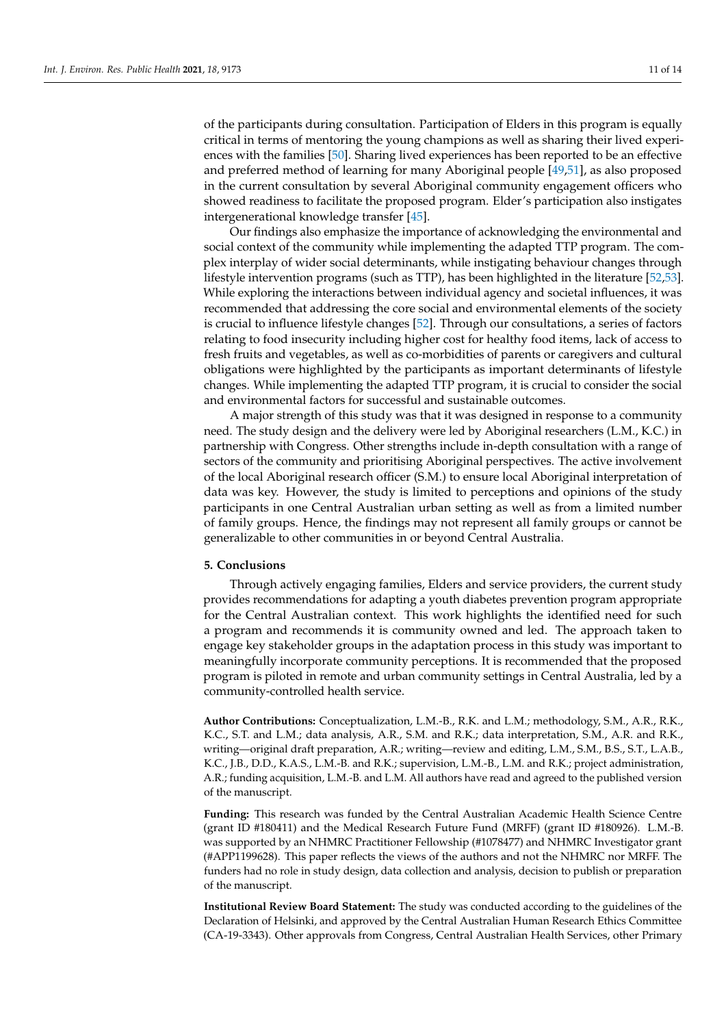of the participants during consultation. Participation of Elders in this program is equally critical in terms of mentoring the young champions as well as sharing their lived experiences with the families [50]. Sharing lived experiences has been reported to be an effective and preferred method of learning for many Aboriginal people [49,51], as also proposed in the current consultation by several Aboriginal community engagement officers who showed readiness to facilitate the proposed program. Elder's participation also instigates intergenerational knowledge transfer [45].

Our findings also emphasize the importance of acknowledging the environmental and social context of the community while implementing the adapted TTP program. The complex interplay of wider social determinants, while instigating behaviour changes through lifestyle intervention programs (such as TTP), has been highlighted in the literature [52,53]. While exploring the interactions between individual agency and societal influences, it was recommended that addressing the core social and environmental elements of the society is crucial to influence lifestyle changes [52]. Through our consultations, a series of factors relating to food insecurity including higher cost for healthy food items, lack of access to fresh fruits and vegetables, as well as co-morbidities of parents or caregivers and cultural obligations were highlighted by the participants as important determinants of lifestyle changes. While implementing the adapted TTP program, it is crucial to consider the social and environmental factors for successful and sustainable outcomes.

A major strength of this study was that it was designed in response to a community need. The study design and the delivery were led by Aboriginal researchers (L.M., K.C.) in partnership with Congress. Other strengths include in-depth consultation with a range of sectors of the community and prioritising Aboriginal perspectives. The active involvement of the local Aboriginal research officer (S.M.) to ensure local Aboriginal interpretation of data was key. However, the study is limited to perceptions and opinions of the study participants in one Central Australian urban setting as well as from a limited number of family groups. Hence, the findings may not represent all family groups or cannot be generalizable to other communities in or beyond Central Australia.

## 5. Conclusions

Through actively engaging families, Elders and service providers, the current study provides recommendations for adapting a youth diabetes prevention program appropriate for the Central Australian context. This work highlights the identified need for such a program and recommends it is community owned and led. The approach taken to engage key stakeholder groups in the adaptation process in this study was important to meaningfully incorporate community perceptions. It is recommended that the proposed program is piloted in remote and urban community settings in Central Australia, led by a community-controlled health service.

**Author Contributions:** Conceptualization, L.M.-B., R.K. and L.M.; methodology, S.M., A.R., R.K., K.C., S.T. and L.M.; data analysis, A.R., S.M. and R.K.; data interpretation, S.M., A.R. and R.K., writing—original draft preparation, A.R.; writing—review and editing, L.M., S.M., B.S., S.T., L.A.B., K.C., J.B., D.D., K.A.S., L.M.-B. and R.K.; supervision, L.M.-B., L.M. and R.K.; project administration, A.R.; funding acquisition, L.M.-B. and L.M. All authors have read and agreed to the published version of the manuscript.

**Funding:** This research was funded by the Central Australian Academic Health Science Centre (grant ID #180411) and the Medical Research Future Fund (MRFF) (grant ID #180926). L.M.-B. was supported by an NHMRC Practitioner Fellowship (#1078477) and NHMRC Investigator grant (#APP1199628). This paper reflects the views of the authors and not the NHMRC nor MRFF. The funders had no role in study design, data collection and analysis, decision to publish or preparation of the manuscript.

**Institutional Review Board Statement:** The study was conducted according to the guidelines of the Declaration of Helsinki, and approved by the Central Australian Human Research Ethics Committee (CA-19-3343). Other approvals from Congress, Central Australian Health Services, other Primary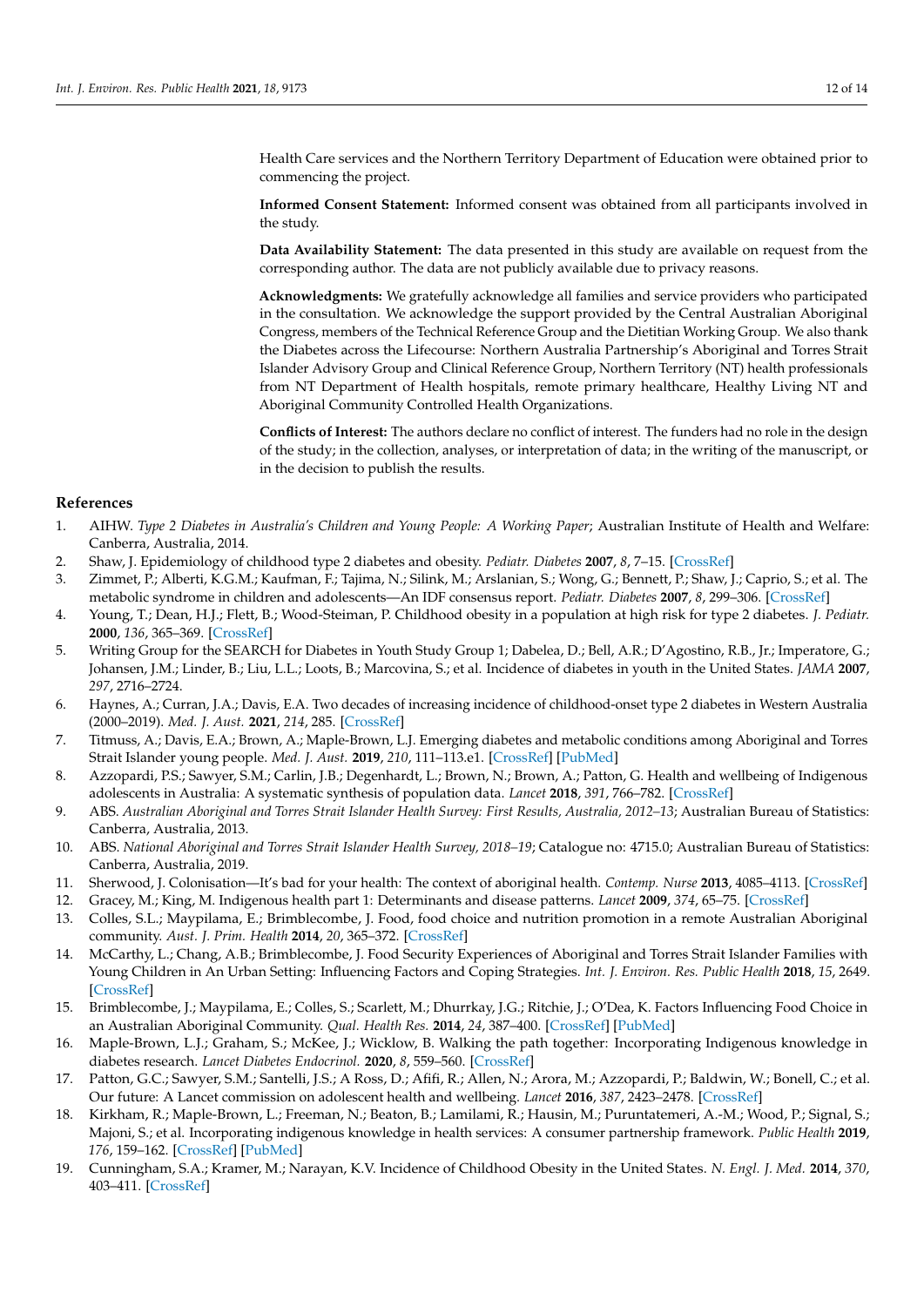Health Care services and the Northern Territory Department of Education were obtained prior to commencing the project.

**Informed Consent Statement:** Informed consent was obtained from all participants involved in the study.

**Data Availability Statement:** The data presented in this study are available on request from the corresponding author. The data are not publicly available due to privacy reasons.

**Acknowledgments:** We gratefully acknowledge all families and service providers who participated in the consultation. We acknowledge the support provided by the Central Australian Aboriginal Congress, members of the Technical Reference Group and the Dietitian Working Group. We also thank the Diabetes across the Lifecourse: Northern Australia Partnership's Aboriginal and Torres Strait Islander Advisory Group and Clinical Reference Group, Northern Territory (NT) health professionals from NT Department of Health hospitals, remote primary healthcare, Healthy Living NT and Aboriginal Community Controlled Health Organizations.

**Conflicts of Interest:** The authors declare no conflict of interest. The funders had no role in the design of the study; in the collection, analyses, or interpretation of data; in the writing of the manuscript, or in the decision to publish the results.

## References

1. AIHW. *Type 2 Diabetes in Australia's Children and Young People: A Working Paper*; Australian Institute of Health and Welfare: Canberra, Australia, 2014.
2. Shaw, J. Epidemiology of childhood type 2 diabetes and obesity. *Pediatr. Diabetes* **2007**, *8*, 7–15. [CrossRef]
3. Zimmet, P.; Alberti, K.G.M.; Kaufman, F.; Tajima, N.; Silink, M.; Arslanian, S.; Wong, G.; Bennett, P.; Shaw, J.; Caprio, S.; et al. The metabolic syndrome in children and adolescents—An IDF consensus report. *Pediatr. Diabetes* **2007**, *8*, 299–306. [CrossRef]
4. Young, T.; Dean, H.J.; Flett, B.; Wood-Steiman, P. Childhood obesity in a population at high risk for type 2 diabetes. *J. Pediatr.* **2000**, *136*, 365–369. [CrossRef]
5. Writing Group for the SEARCH for Diabetes in Youth Study Group 1; Dabelea, D.; Bell, A.R.; D'Agostino, R.B., Jr.; Imperatore, G.; Johansen, J.M.; Linder, B.; Liu, L.L.; Loots, B.; Marcovina, S.; et al. Incidence of diabetes in youth in the United States. *JAMA* **2007**, *297*, 2716–2724.
6. Haynes, A.; Curran, J.A.; Davis, E.A. Two decades of increasing incidence of childhood-onset type 2 diabetes in Western Australia (2000–2019). *Med. J. Aust.* **2021**, *214*, 285. [CrossRef]
7. Titmuss, A.; Davis, E.A.; Brown, A.; Maple-Brown, L.J. Emerging diabetes and metabolic conditions among Aboriginal and Torres Strait Islander young people. *Med. J. Aust.* **2019**, *210*, 111–113.e1. [CrossRef] [PubMed]
8. Azzopardi, P.S.; Sawyer, S.M.; Carlin, J.B.; Degenhardt, L.; Brown, N.; Brown, A.; Patton, G. Health and wellbeing of Indigenous adolescents in Australia: A systematic synthesis of population data. *Lancet* **2018**, *391*, 766–782. [CrossRef]
9. ABS. *Australian Aboriginal and Torres Strait Islander Health Survey: First Results, Australia, 2012–13*; Australian Bureau of Statistics: Canberra, Australia, 2013.
10. ABS. *National Aboriginal and Torres Strait Islander Health Survey, 2018–19*; Catalogue no: 4715.0; Australian Bureau of Statistics: Canberra, Australia, 2019.
11. Sherwood, J. Colonisation—It's bad for your health: The context of aboriginal health. *Contemp. Nurse* **2013**, 4085–4113. [CrossRef]
12. Gracey, M.; King, M. Indigenous health part 1: Determinants and disease patterns. *Lancet* **2009**, *374*, 65–75. [CrossRef]
13. Colles, S.L.; Maypilama, E.; Brimblecombe, J. Food, food choice and nutrition promotion in a remote Australian Aboriginal community. *Aust. J. Prim. Health* **2014**, *20*, 365–372. [CrossRef]
14. McCarthy, L.; Chang, A.B.; Brimblecombe, J. Food Security Experiences of Aboriginal and Torres Strait Islander Families with Young Children in An Urban Setting: Influencing Factors and Coping Strategies. *Int. J. Environ. Res. Public Health* **2018**, *15*, 2649. [CrossRef]
15. Brimblecombe, J.; Maypilama, E.; Colles, S.; Scarlett, M.; Dhurrkay, J.G.; Ritchie, J.; O'Dea, K. Factors Influencing Food Choice in an Australian Aboriginal Community. *Qual. Health Res.* **2014**, *24*, 387–400. [CrossRef] [PubMed]
16. Maple-Brown, L.J.; Graham, S.; McKee, J.; Wicklow, B. Walking the path together: Incorporating Indigenous knowledge in diabetes research. *Lancet Diabetes Endocrinol.* **2020**, *8*, 559–560. [CrossRef]
17. Patton, G.C.; Sawyer, S.M.; Santelli, J.S.; A Ross, D.; Afifi, R.; Allen, N.; Arora, M.; Azzopardi, P.; Baldwin, W.; Bonell, C.; et al. Our future: A Lancet commission on adolescent health and wellbeing. *Lancet* **2016**, *387*, 2423–2478. [CrossRef]
18. Kirkham, R.; Maple-Brown, L.; Freeman, N.; Beaton, B.; Lamilami, R.; Hausin, M.; Puruntatemeri, A.-M.; Wood, P.; Signal, S.; Majoni, S.; et al. Incorporating indigenous knowledge in health services: A consumer partnership framework. *Public Health* **2019**, *176*, 159–162. [CrossRef] [PubMed]
19. Cunningham, S.A.; Kramer, M.; Narayan, K.V. Incidence of Childhood Obesity in the United States. *N. Engl. J. Med.* **2014**, *370*, 403–411. [CrossRef]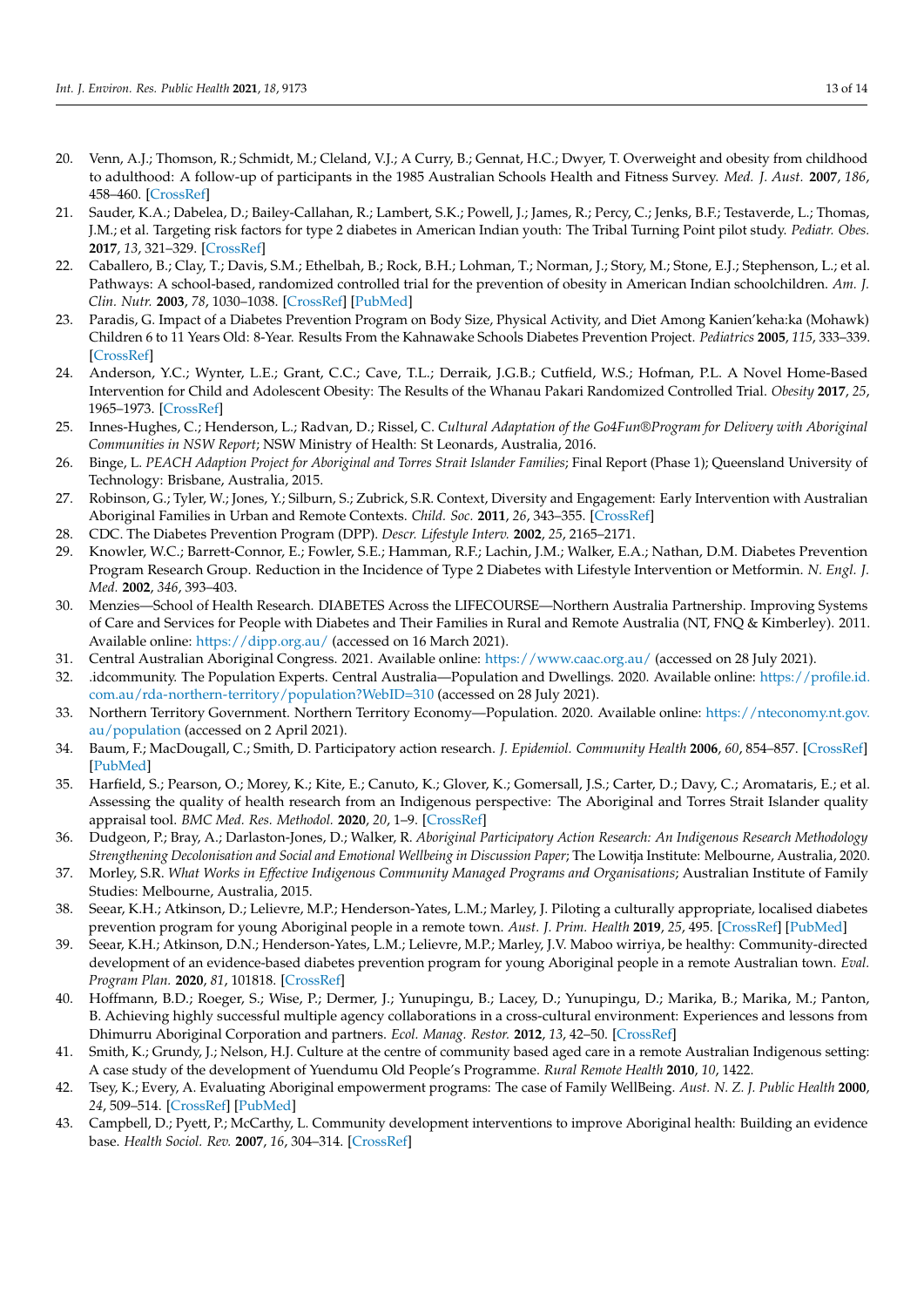20. Venn, A.J.; Thomson, R.; Schmidt, M.; Cleland, V.J.; A Curry, B.; Gennat, H.C.; Dwyer, T. Overweight and obesity from childhood to adulthood: A follow-up of participants in the 1985 Australian Schools Health and Fitness Survey. *Med. J. Aust.* **2007**, *186*, 458–460. [CrossRef]
21. Sauder, K.A.; Dabelea, D.; Bailey-Callahan, R.; Lambert, S.K.; Powell, J.; James, R.; Percy, C.; Jenks, B.F.; Testaverde, L.; Thomas, J.M.; et al. Targeting risk factors for type 2 diabetes in American Indian youth: The Tribal Turning Point pilot study. *Pediatr. Obes.* **2017**, *13*, 321–329. [CrossRef]
22. Caballero, B.; Clay, T.; Davis, S.M.; Ethelbah, B.; Rock, B.H.; Lohman, T.; Norman, J.; Story, M.; Stone, E.J.; Stephenson, L.; et al. Pathways: A school-based, randomized controlled trial for the prevention of obesity in American Indian schoolchildren. *Am. J. Clin. Nutr.* **2003**, *78*, 1030–1038. [CrossRef] [PubMed]
23. Paradis, G. Impact of a Diabetes Prevention Program on Body Size, Physical Activity, and Diet Among Kanien'keha:ka (Mohawk) Children 6 to 11 Years Old: 8-Year. Results From the Kahnawake Schools Diabetes Prevention Project. *Pediatrics* **2005**, *115*, 333–339. [CrossRef]
24. Anderson, Y.C.; Wynter, L.E.; Grant, C.C.; Cave, T.L.; Derraik, J.G.B.; Cutfield, W.S.; Hofman, P.L. A Novel Home-Based Intervention for Child and Adolescent Obesity: The Results of the Whanau Pakari Randomized Controlled Trial. *Obesity* **2017**, *25*, 1965–1973. [CrossRef]
25. Innes-Hughes, C.; Henderson, L.; Radvan, D.; Rissel, C. *Cultural Adaptation of the Go4Fun®Program for Delivery with Aboriginal Communities in NSW Report*; NSW Ministry of Health: St Leonards, Australia, 2016.
26. Binge, L. *PEACH Adaption Project for Aboriginal and Torres Strait Islander Families*; Final Report (Phase 1); Queensland University of Technology: Brisbane, Australia, 2015.
27. Robinson, G.; Tyler, W.; Jones, Y.; Silburn, S.; Zubrick, S.R. Context, Diversity and Engagement: Early Intervention with Australian Aboriginal Families in Urban and Remote Contexts. *Child. Soc.* **2011**, *26*, 343–355. [CrossRef]
28. CDC. The Diabetes Prevention Program (DPP). *Descr. Lifestyle Interv.* **2002**, *25*, 2165–2171.
29. Knowler, W.C.; Barrett-Connor, E.; Fowler, S.E.; Hamman, R.F.; Lachin, J.M.; Walker, E.A.; Nathan, D.M. Diabetes Prevention Program Research Group. Reduction in the Incidence of Type 2 Diabetes with Lifestyle Intervention or Metformin. *N. Engl. J. Med.* **2002**, *346*, 393–403.
30. Menzies—School of Health Research. DIABETES Across the LIFECOURSE—Northern Australia Partnership. Improving Systems of Care and Services for People with Diabetes and Their Families in Rural and Remote Australia (NT, FNQ & Kimberley). 2011. Available online: https://dipp.org.au/ (accessed on 16 March 2021).
31. Central Australian Aboriginal Congress. 2021. Available online: https://www.caac.org.au/ (accessed on 28 July 2021).
32. .idcommunity. The Population Experts. Central Australia—Population and Dwellings. 2020. Available online: https://profile.id.com.au/rda-northern-territory/population?WebID=310 (accessed on 28 July 2021).
33. Northern Territory Government. Northern Territory Economy—Population. 2020. Available online: https://nteconomy.nt.gov.au/population (accessed on 2 April 2021).
34. Baum, F.; MacDougall, C.; Smith, D. Participatory action research. *J. Epidemiol. Community Health* **2006**, *60*, 854–857. [CrossRef] [PubMed]
35. Harfield, S.; Pearson, O.; Morey, K.; Kite, E.; Canuto, K.; Glover, K.; Gomersall, J.S.; Carter, D.; Davy, C.; Aromataris, E.; et al. Assessing the quality of health research from an Indigenous perspective: The Aboriginal and Torres Strait Islander quality appraisal tool. *BMC Med. Res. Methodol.* **2020**, *20*, 1–9. [CrossRef]
36. Dudgeon, P.; Bray, A.; Darlaston-Jones, D.; Walker, R. *Aboriginal Participatory Action Research: An Indigenous Research Methodology Strengthening Decolonisation and Social and Emotional Wellbeing in Discussion Paper*; The Lowitja Institute: Melbourne, Australia, 2020.
37. Morley, S.R. *What Works in Effective Indigenous Community Managed Programs and Organisations*; Australian Institute of Family Studies: Melbourne, Australia, 2015.
38. Seear, K.H.; Atkinson, D.; Lelievre, M.P.; Henderson-Yates, L.M.; Marley, J. Piloting a culturally appropriate, localised diabetes prevention program for young Aboriginal people in a remote town. *Aust. J. Prim. Health* **2019**, *25*, 495. [CrossRef] [PubMed]
39. Seear, K.H.; Atkinson, D.N.; Henderson-Yates, L.M.; Lelievre, M.P.; Marley, J.V. Maboo wirriya, be healthy: Community-directed development of an evidence-based diabetes prevention program for young Aboriginal people in a remote Australian town. *Eval. Program Plan.* **2020**, *81*, 101818. [CrossRef]
40. Hoffmann, B.D.; Roeger, S.; Wise, P.; Dermer, J.; Yunupingu, B.; Lacey, D.; Yunupingu, D.; Marika, B.; Marika, M.; Panton, B. Achieving highly successful multiple agency collaborations in a cross-cultural environment: Experiences and lessons from Dhimurru Aboriginal Corporation and partners. *Ecol. Manag. Restor.* **2012**, *13*, 42–50. [CrossRef]
41. Smith, K.; Grundy, J.; Nelson, H.J. Culture at the centre of community based aged care in a remote Australian Indigenous setting: A case study of the development of Yuendumu Old People's Programme. *Rural Remote Health* **2010**, *10*, 1422.
42. Tsey, K.; Every, A. Evaluating Aboriginal empowerment programs: The case of Family WellBeing. *Aust. N. Z. J. Public Health* **2000**, *24*, 509–514. [CrossRef] [PubMed]
43. Campbell, D.; Pyett, P.; McCarthy, L. Community development interventions to improve Aboriginal health: Building an evidence base. *Health Sociol. Rev.* **2007**, *16*, 304–314. [CrossRef]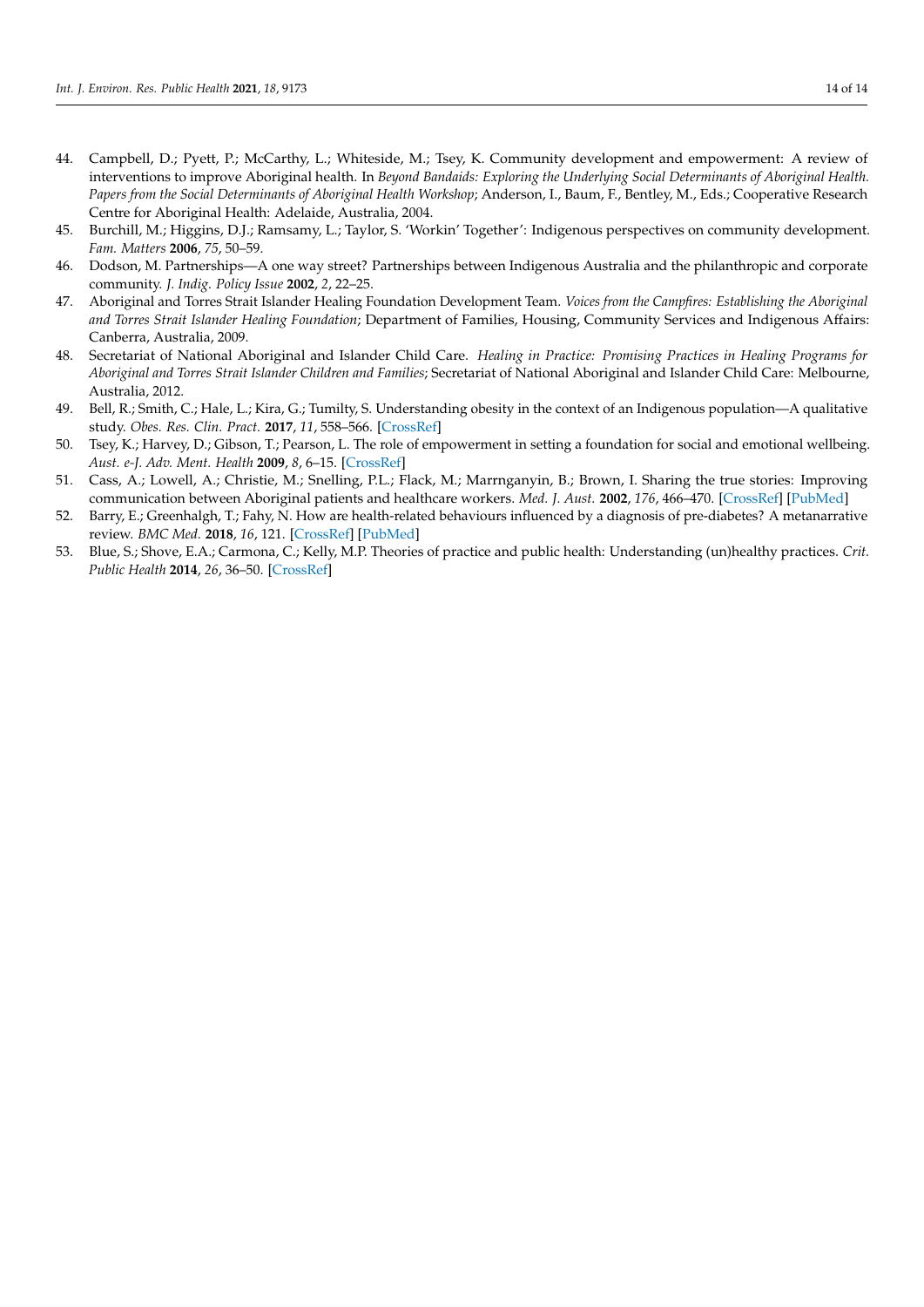44. Campbell, D.; Pyett, P.; McCarthy, L.; Whiteside, M.; Tsey, K. Community development and empowerment: A review of interventions to improve Aboriginal health. In *Beyond Bandaids: Exploring the Underlying Social Determinants of Aboriginal Health. Papers from the Social Determinants of Aboriginal Health Workshop*; Anderson, I., Baum, F., Bentley, M., Eds.; Cooperative Research Centre for Aboriginal Health: Adelaide, Australia, 2004.
45. Burchill, M.; Higgins, D.J.; Ramsamy, L.; Taylor, S. 'Workin' Together': Indigenous perspectives on community development. *Fam. Matters* **2006**, *75*, 50–59.
46. Dodson, M. Partnerships—A one way street? Partnerships between Indigenous Australia and the philanthropic and corporate community. *J. Indig. Policy Issue* **2002**, *2*, 22–25.
47. Aboriginal and Torres Strait Islander Healing Foundation Development Team. *Voices from the Campfires: Establishing the Aboriginal and Torres Strait Islander Healing Foundation*; Department of Families, Housing, Community Services and Indigenous Affairs: Canberra, Australia, 2009.
48. Secretariat of National Aboriginal and Islander Child Care. *Healing in Practice: Promising Practices in Healing Programs for Aboriginal and Torres Strait Islander Children and Families*; Secretariat of National Aboriginal and Islander Child Care: Melbourne, Australia, 2012.
49. Bell, R.; Smith, C.; Hale, L.; Kira, G.; Tumilty, S. Understanding obesity in the context of an Indigenous population—A qualitative study. *Obes. Res. Clin. Pract.* **2017**, *11*, 558–566. [CrossRef]
50. Tsey, K.; Harvey, D.; Gibson, T.; Pearson, L. The role of empowerment in setting a foundation for social and emotional wellbeing. *Aust. e-J. Adv. Ment. Health* **2009**, *8*, 6–15. [CrossRef]
51. Cass, A.; Lowell, A.; Christie, M.; Snelling, P.L.; Flack, M.; Marrnganyin, B.; Brown, I. Sharing the true stories: Improving communication between Aboriginal patients and healthcare workers. *Med. J. Aust.* **2002**, *176*, 466–470. [CrossRef] [PubMed]
52. Barry, E.; Greenhalgh, T.; Fahy, N. How are health-related behaviours influenced by a diagnosis of pre-diabetes? A metanarrative review. *BMC Med.* **2018**, *16*, 121. [CrossRef] [PubMed]
53. Blue, S.; Shove, E.A.; Carmona, C.; Kelly, M.P. Theories of practice and public health: Understanding (un)healthy practices. *Crit. Public Health* **2014**, *26*, 36–50. [CrossRef]